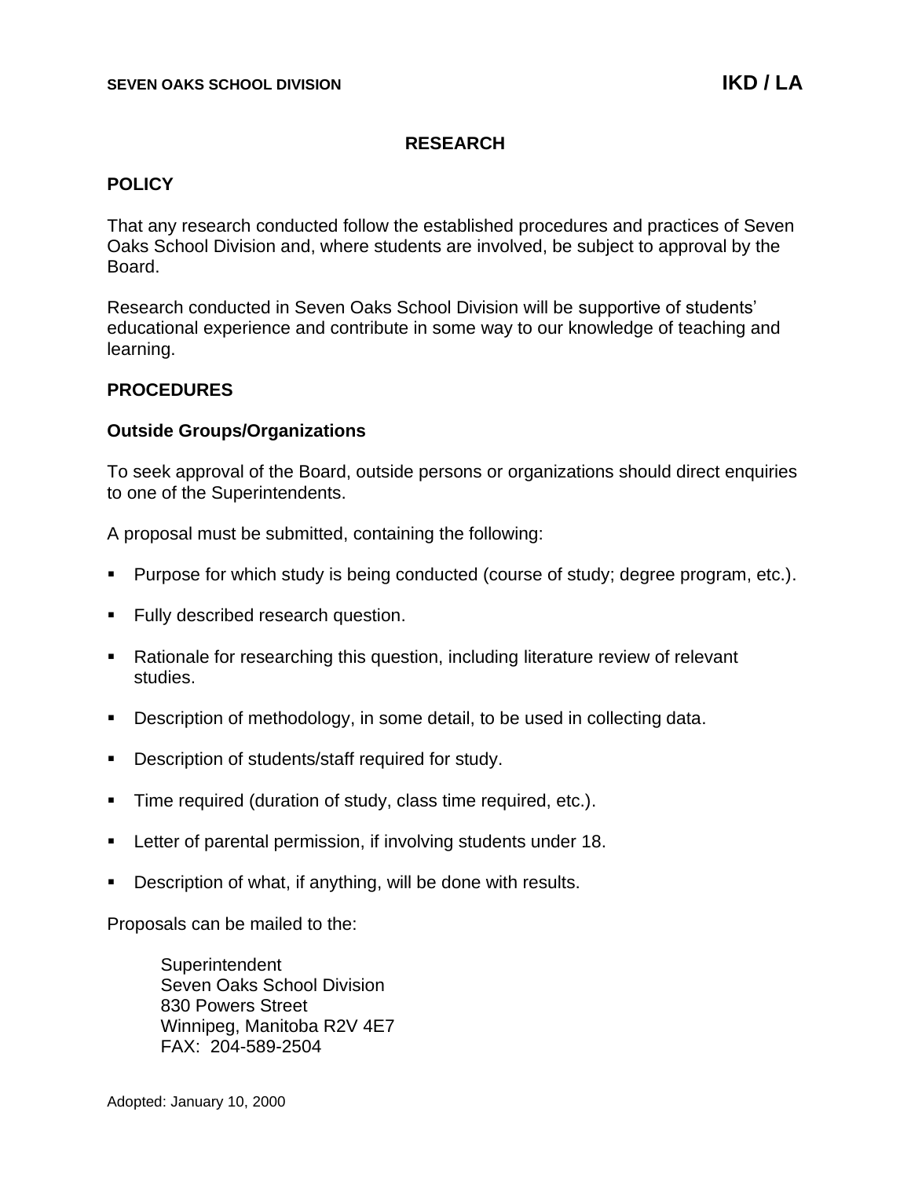**SEVEN OAKS SCHOOL DIVISION** **IKD / LA**

# RESEARCH

## POLICY

That any research conducted follow the established procedures and practices of Seven Oaks School Division and, where students are involved, be subject to approval by the Board.

Research conducted in Seven Oaks School Division will be supportive of students' educational experience and contribute in some way to our knowledge of teaching and learning.

## PROCEDURES

### Outside Groups/Organizations

To seek approval of the Board, outside persons or organizations should direct enquiries to one of the Superintendents.

A proposal must be submitted, containing the following:

- Purpose for which study is being conducted (course of study; degree program, etc.).
- Fully described research question.
- Rationale for researching this question, including literature review of relevant studies.
- Description of methodology, in some detail, to be used in collecting data.
- Description of students/staff required for study.
- Time required (duration of study, class time required, etc.).
- Letter of parental permission, if involving students under 18.
- Description of what, if anything, will be done with results.

Proposals can be mailed to the:

Superintendent
Seven Oaks School Division
830 Powers Street
Winnipeg, Manitoba R2V 4E7
FAX: 204-589-2504

Adopted: January 10, 2000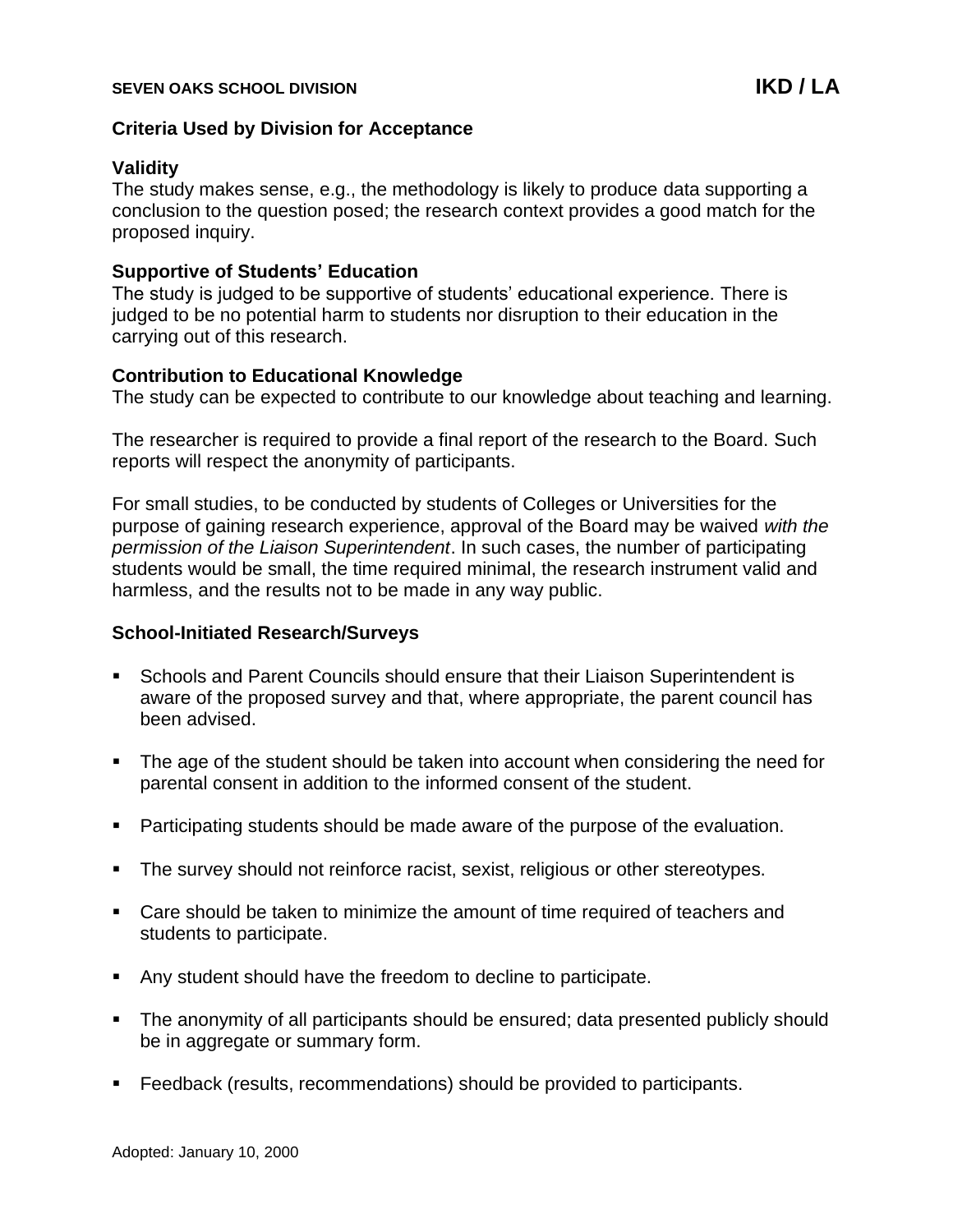## Criteria Used by Division for Acceptance

### Validity

The study makes sense, e.g., the methodology is likely to produce data supporting a conclusion to the question posed; the research context provides a good match for the proposed inquiry.

### Supportive of Students' Education

The study is judged to be supportive of students' educational experience. There is judged to be no potential harm to students nor disruption to their education in the carrying out of this research.

### Contribution to Educational Knowledge

The study can be expected to contribute to our knowledge about teaching and learning.

The researcher is required to provide a final report of the research to the Board. Such reports will respect the anonymity of participants.

For small studies, to be conducted by students of Colleges or Universities for the purpose of gaining research experience, approval of the Board may be waived *with the permission of the Liaison Superintendent*. In such cases, the number of participating students would be small, the time required minimal, the research instrument valid and harmless, and the results not to be made in any way public.

## School-Initiated Research/Surveys

- Schools and Parent Councils should ensure that their Liaison Superintendent is aware of the proposed survey and that, where appropriate, the parent council has been advised.
- The age of the student should be taken into account when considering the need for parental consent in addition to the informed consent of the student.
- Participating students should be made aware of the purpose of the evaluation.
- The survey should not reinforce racist, sexist, religious or other stereotypes.
- Care should be taken to minimize the amount of time required of teachers and students to participate.
- Any student should have the freedom to decline to participate.
- The anonymity of all participants should be ensured; data presented publicly should be in aggregate or summary form.
- Feedback (results, recommendations) should be provided to participants.

Adopted: January 10, 2000